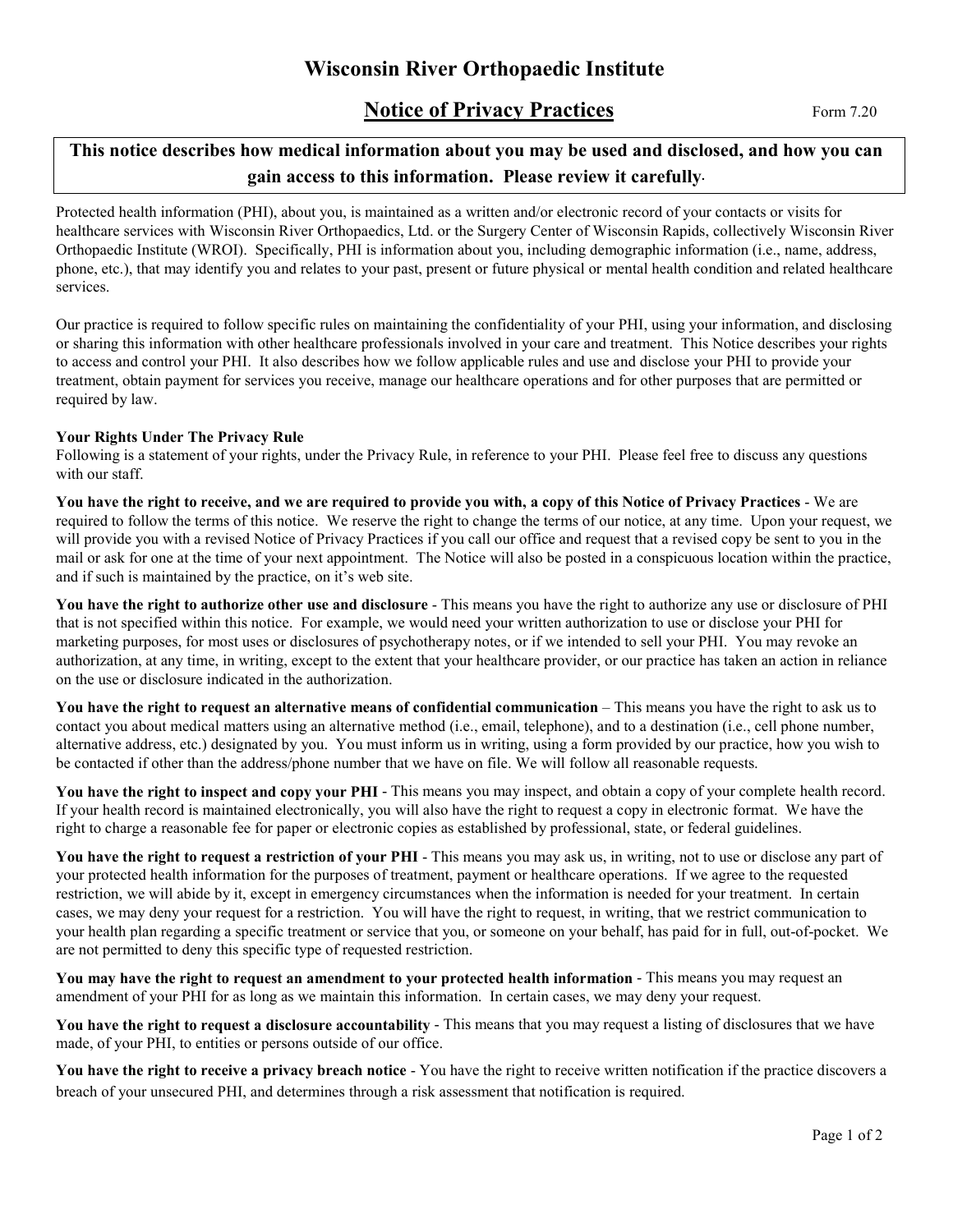# Wisconsin River Orthopaedic Institute

## Notice of Privacy Practices

Form 7.20

**This notice describes how medical information about you may be used and disclosed, and how you can gain access to this information. Please review it carefully.**

Protected health information (PHI), about you, is maintained as a written and/or electronic record of your contacts or visits for healthcare services with Wisconsin River Orthopaedics, Ltd. or the Surgery Center of Wisconsin Rapids, collectively Wisconsin River Orthopaedic Institute (WROI). Specifically, PHI is information about you, including demographic information (i.e., name, address, phone, etc.), that may identify you and relates to your past, present or future physical or mental health condition and related healthcare services.

Our practice is required to follow specific rules on maintaining the confidentiality of your PHI, using your information, and disclosing or sharing this information with other healthcare professionals involved in your care and treatment. This Notice describes your rights to access and control your PHI. It also describes how we follow applicable rules and use and disclose your PHI to provide your treatment, obtain payment for services you receive, manage our healthcare operations and for other purposes that are permitted or required by law.

**Your Rights Under The Privacy Rule**

Following is a statement of your rights, under the Privacy Rule, in reference to your PHI. Please feel free to discuss any questions with our staff.

**You have the right to receive, and we are required to provide you with, a copy of this Notice of Privacy Practices** - We are required to follow the terms of this notice. We reserve the right to change the terms of our notice, at any time. Upon your request, we will provide you with a revised Notice of Privacy Practices if you call our office and request that a revised copy be sent to you in the mail or ask for one at the time of your next appointment. The Notice will also be posted in a conspicuous location within the practice, and if such is maintained by the practice, on it's web site.

**You have the right to authorize other use and disclosure** - This means you have the right to authorize any use or disclosure of PHI that is not specified within this notice. For example, we would need your written authorization to use or disclose your PHI for marketing purposes, for most uses or disclosures of psychotherapy notes, or if we intended to sell your PHI. You may revoke an authorization, at any time, in writing, except to the extent that your healthcare provider, or our practice has taken an action in reliance on the use or disclosure indicated in the authorization.

**You have the right to request an alternative means of confidential communication** – This means you have the right to ask us to contact you about medical matters using an alternative method (i.e., email, telephone), and to a destination (i.e., cell phone number, alternative address, etc.) designated by you. You must inform us in writing, using a form provided by our practice, how you wish to be contacted if other than the address/phone number that we have on file. We will follow all reasonable requests.

**You have the right to inspect and copy your PHI** - This means you may inspect, and obtain a copy of your complete health record. If your health record is maintained electronically, you will also have the right to request a copy in electronic format. We have the right to charge a reasonable fee for paper or electronic copies as established by professional, state, or federal guidelines.

**You have the right to request a restriction of your PHI** - This means you may ask us, in writing, not to use or disclose any part of your protected health information for the purposes of treatment, payment or healthcare operations. If we agree to the requested restriction, we will abide by it, except in emergency circumstances when the information is needed for your treatment. In certain cases, we may deny your request for a restriction. You will have the right to request, in writing, that we restrict communication to your health plan regarding a specific treatment or service that you, or someone on your behalf, has paid for in full, out-of-pocket. We are not permitted to deny this specific type of requested restriction.

**You may have the right to request an amendment to your protected health information** - This means you may request an amendment of your PHI for as long as we maintain this information. In certain cases, we may deny your request.

**You have the right to request a disclosure accountability** - This means that you may request a listing of disclosures that we have made, of your PHI, to entities or persons outside of our office.

**You have the right to receive a privacy breach notice** - You have the right to receive written notification if the practice discovers a breach of your unsecured PHI, and determines through a risk assessment that notification is required.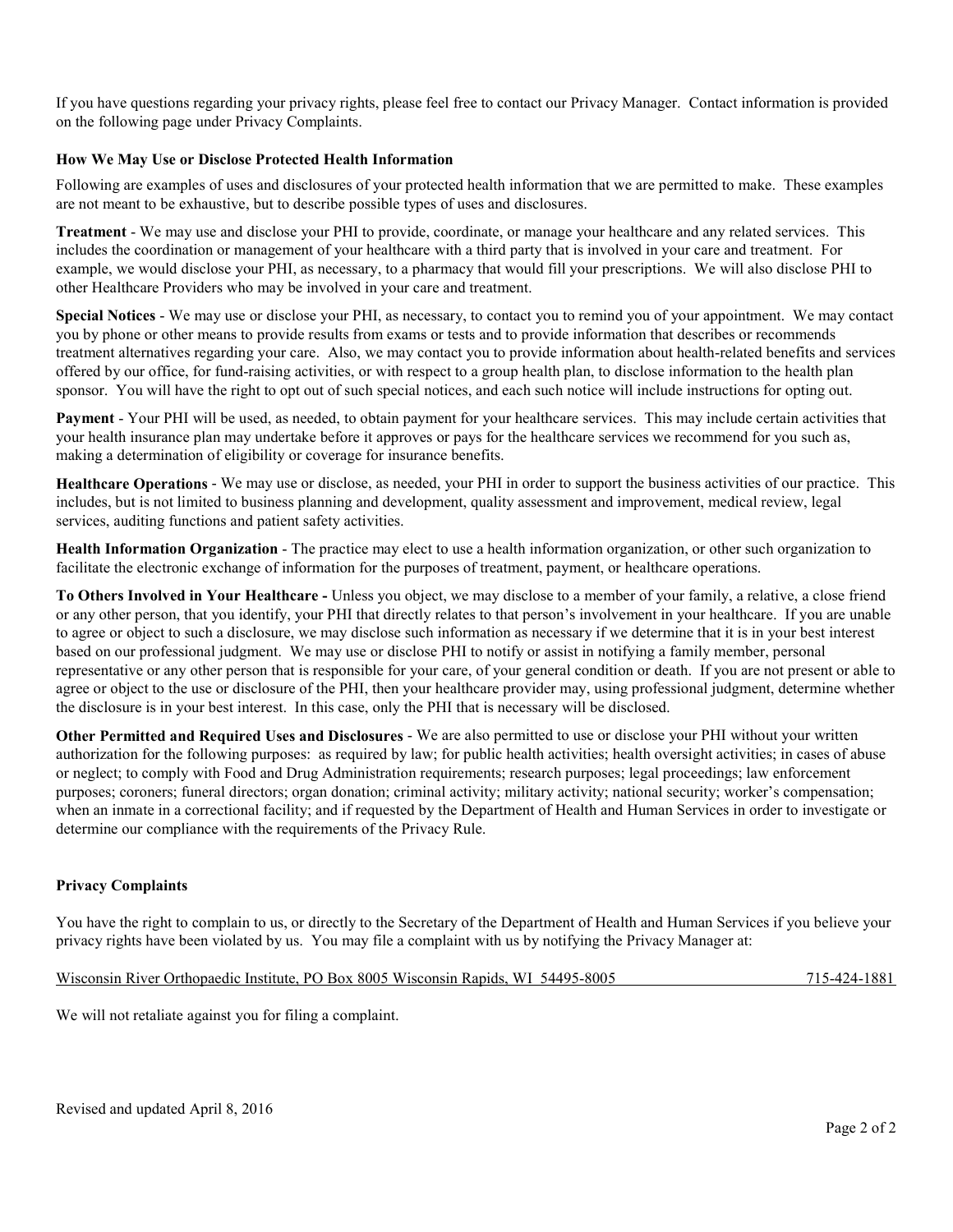If you have questions regarding your privacy rights, please feel free to contact our Privacy Manager. Contact information is provided on the following page under Privacy Complaints.

**How We May Use or Disclose Protected Health Information**

Following are examples of uses and disclosures of your protected health information that we are permitted to make. These examples are not meant to be exhaustive, but to describe possible types of uses and disclosures.

**Treatment** - We may use and disclose your PHI to provide, coordinate, or manage your healthcare and any related services. This includes the coordination or management of your healthcare with a third party that is involved in your care and treatment. For example, we would disclose your PHI, as necessary, to a pharmacy that would fill your prescriptions. We will also disclose PHI to other Healthcare Providers who may be involved in your care and treatment.

**Special Notices** - We may use or disclose your PHI, as necessary, to contact you to remind you of your appointment. We may contact you by phone or other means to provide results from exams or tests and to provide information that describes or recommends treatment alternatives regarding your care. Also, we may contact you to provide information about health-related benefits and services offered by our office, for fund-raising activities, or with respect to a group health plan, to disclose information to the health plan sponsor. You will have the right to opt out of such special notices, and each such notice will include instructions for opting out.

**Payment** - Your PHI will be used, as needed, to obtain payment for your healthcare services. This may include certain activities that your health insurance plan may undertake before it approves or pays for the healthcare services we recommend for you such as, making a determination of eligibility or coverage for insurance benefits.

**Healthcare Operations** - We may use or disclose, as needed, your PHI in order to support the business activities of our practice. This includes, but is not limited to business planning and development, quality assessment and improvement, medical review, legal services, auditing functions and patient safety activities.

**Health Information Organization** - The practice may elect to use a health information organization, or other such organization to facilitate the electronic exchange of information for the purposes of treatment, payment, or healthcare operations.

**To Others Involved in Your Healthcare -** Unless you object, we may disclose to a member of your family, a relative, a close friend or any other person, that you identify, your PHI that directly relates to that person's involvement in your healthcare. If you are unable to agree or object to such a disclosure, we may disclose such information as necessary if we determine that it is in your best interest based on our professional judgment. We may use or disclose PHI to notify or assist in notifying a family member, personal representative or any other person that is responsible for your care, of your general condition or death. If you are not present or able to agree or object to the use or disclosure of the PHI, then your healthcare provider may, using professional judgment, determine whether the disclosure is in your best interest. In this case, only the PHI that is necessary will be disclosed.

**Other Permitted and Required Uses and Disclosures** - We are also permitted to use or disclose your PHI without your written authorization for the following purposes: as required by law; for public health activities; health oversight activities; in cases of abuse or neglect; to comply with Food and Drug Administration requirements; research purposes; legal proceedings; law enforcement purposes; coroners; funeral directors; organ donation; criminal activity; military activity; national security; worker's compensation; when an inmate in a correctional facility; and if requested by the Department of Health and Human Services in order to investigate or determine our compliance with the requirements of the Privacy Rule.

**Privacy Complaints**

You have the right to complain to us, or directly to the Secretary of the Department of Health and Human Services if you believe your privacy rights have been violated by us. You may file a complaint with us by notifying the Privacy Manager at:

Wisconsin River Orthopaedic Institute, PO Box 8005 Wisconsin Rapids, WI 54495-8005 715-424-1881

We will not retaliate against you for filing a complaint.

Revised and updated April 8, 2016